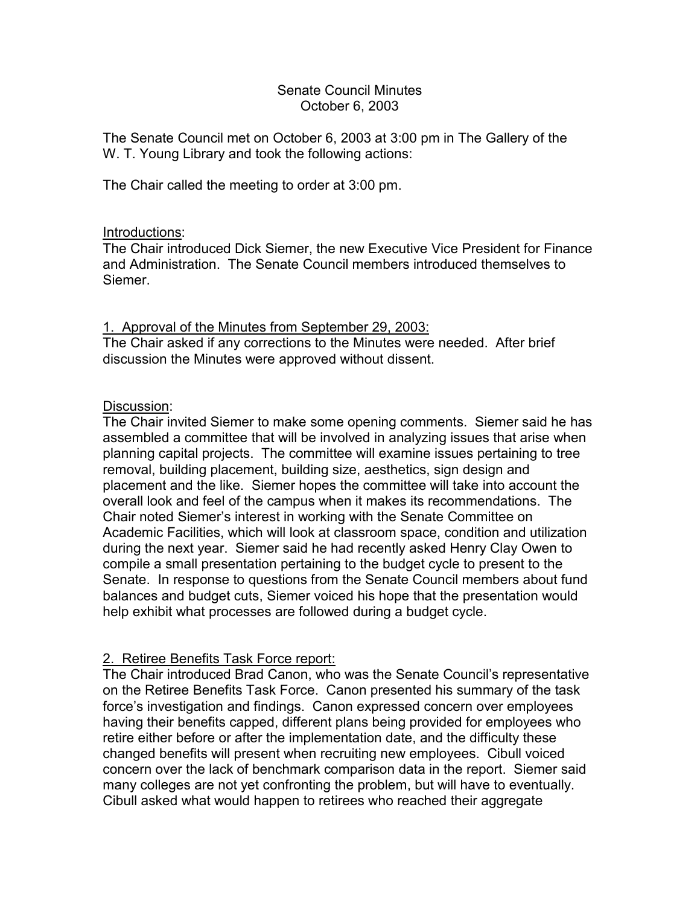# Senate Council Minutes
## October 6, 2003

The Senate Council met on October 6, 2003 at 3:00 pm in The Gallery of the W. T. Young Library and took the following actions:

The Chair called the meeting to order at 3:00 pm.

Introductions:
The Chair introduced Dick Siemer, the new Executive Vice President for Finance and Administration. The Senate Council members introduced themselves to Siemer.

1. Approval of the Minutes from September 29, 2003:
The Chair asked if any corrections to the Minutes were needed. After brief discussion the Minutes were approved without dissent.

Discussion:
The Chair invited Siemer to make some opening comments. Siemer said he has assembled a committee that will be involved in analyzing issues that arise when planning capital projects. The committee will examine issues pertaining to tree removal, building placement, building size, aesthetics, sign design and placement and the like. Siemer hopes the committee will take into account the overall look and feel of the campus when it makes its recommendations. The Chair noted Siemer's interest in working with the Senate Committee on Academic Facilities, which will look at classroom space, condition and utilization during the next year. Siemer said he had recently asked Henry Clay Owen to compile a small presentation pertaining to the budget cycle to present to the Senate. In response to questions from the Senate Council members about fund balances and budget cuts, Siemer voiced his hope that the presentation would help exhibit what processes are followed during a budget cycle.

2. Retiree Benefits Task Force report:
The Chair introduced Brad Canon, who was the Senate Council's representative on the Retiree Benefits Task Force. Canon presented his summary of the task force's investigation and findings. Canon expressed concern over employees having their benefits capped, different plans being provided for employees who retire either before or after the implementation date, and the difficulty these changed benefits will present when recruiting new employees. Cibull voiced concern over the lack of benchmark comparison data in the report. Siemer said many colleges are not yet confronting the problem, but will have to eventually. Cibull asked what would happen to retirees who reached their aggregate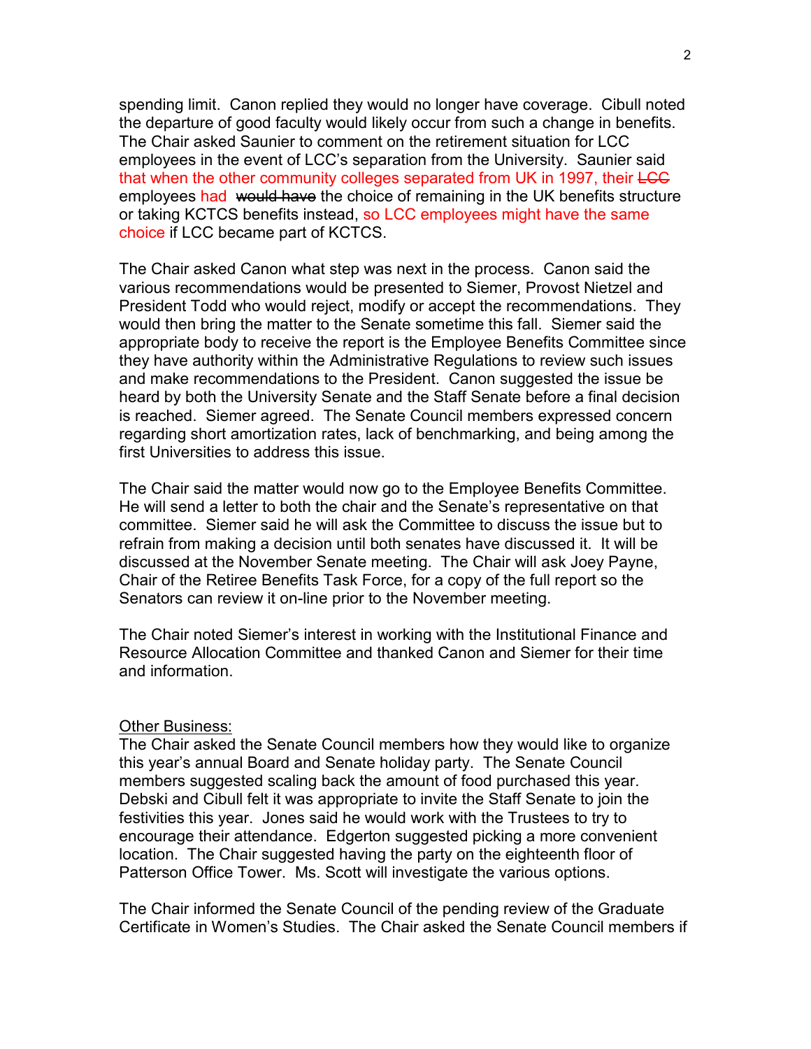spending limit. Canon replied they would no longer have coverage. Cibull noted the departure of good faculty would likely occur from such a change in benefits. The Chair asked Saunier to comment on the retirement situation for LCC employees in the event of LCC's separation from the University. Saunier said that when the other community colleges separated from UK in 1997, their ~~LCC~~ employees had ~~would have~~ the choice of remaining in the UK benefits structure or taking KCTCS benefits instead, so LCC employees might have the same choice if LCC became part of KCTCS.

The Chair asked Canon what step was next in the process. Canon said the various recommendations would be presented to Siemer, Provost Nietzel and President Todd who would reject, modify or accept the recommendations. They would then bring the matter to the Senate sometime this fall. Siemer said the appropriate body to receive the report is the Employee Benefits Committee since they have authority within the Administrative Regulations to review such issues and make recommendations to the President. Canon suggested the issue be heard by both the University Senate and the Staff Senate before a final decision is reached. Siemer agreed. The Senate Council members expressed concern regarding short amortization rates, lack of benchmarking, and being among the first Universities to address this issue.

The Chair said the matter would now go to the Employee Benefits Committee. He will send a letter to both the chair and the Senate's representative on that committee. Siemer said he will ask the Committee to discuss the issue but to refrain from making a decision until both senates have discussed it. It will be discussed at the November Senate meeting. The Chair will ask Joey Payne, Chair of the Retiree Benefits Task Force, for a copy of the full report so the Senators can review it on-line prior to the November meeting.

The Chair noted Siemer's interest in working with the Institutional Finance and Resource Allocation Committee and thanked Canon and Siemer for their time and information.

Other Business:

The Chair asked the Senate Council members how they would like to organize this year's annual Board and Senate holiday party. The Senate Council members suggested scaling back the amount of food purchased this year. Debski and Cibull felt it was appropriate to invite the Staff Senate to join the festivities this year. Jones said he would work with the Trustees to try to encourage their attendance. Edgerton suggested picking a more convenient location. The Chair suggested having the party on the eighteenth floor of Patterson Office Tower. Ms. Scott will investigate the various options.

The Chair informed the Senate Council of the pending review of the Graduate Certificate in Women's Studies. The Chair asked the Senate Council members if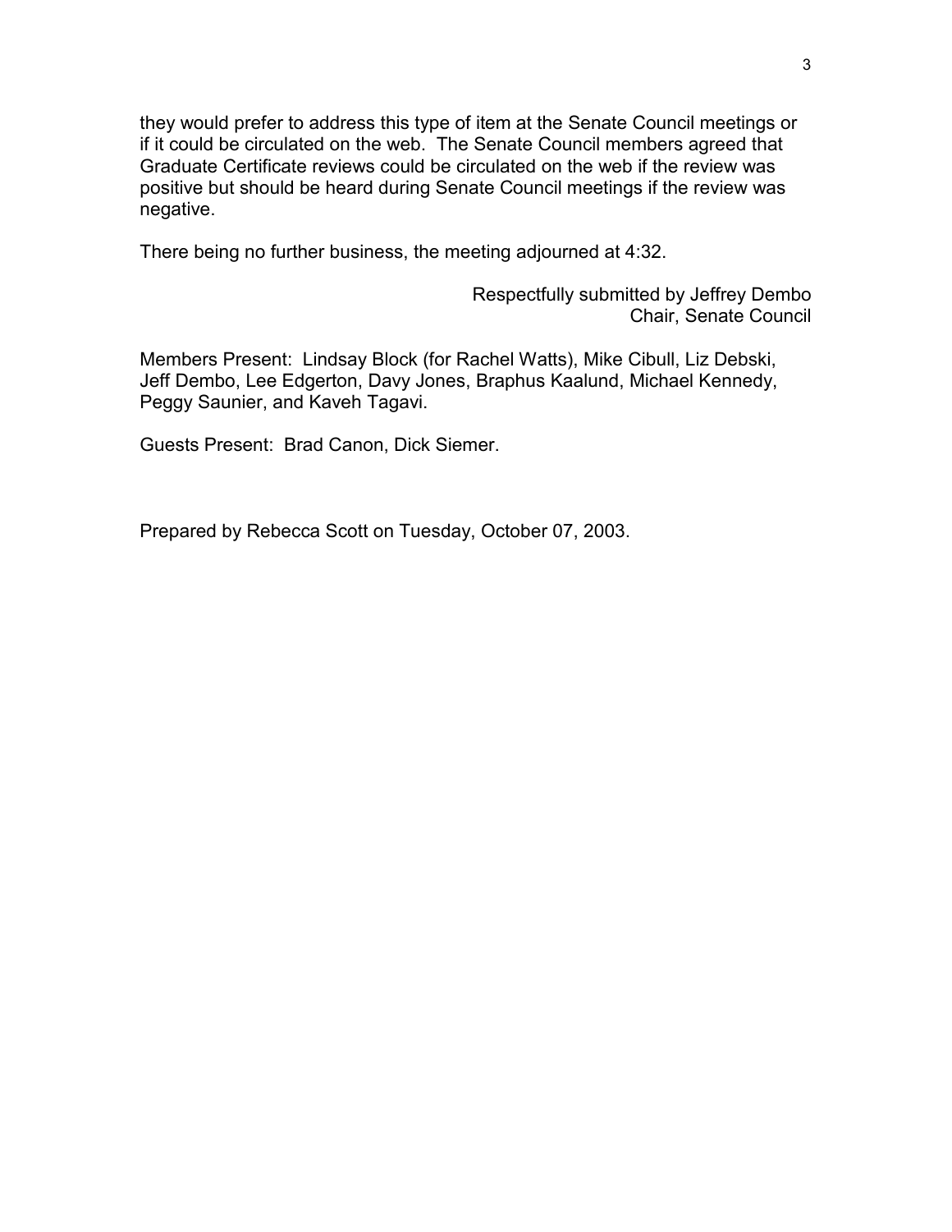they would prefer to address this type of item at the Senate Council meetings or if it could be circulated on the web. The Senate Council members agreed that Graduate Certificate reviews could be circulated on the web if the review was positive but should be heard during Senate Council meetings if the review was negative.

There being no further business, the meeting adjourned at 4:32.

Respectfully submitted by Jeffrey Dembo
Chair, Senate Council

Members Present: Lindsay Block (for Rachel Watts), Mike Cibull, Liz Debski, Jeff Dembo, Lee Edgerton, Davy Jones, Braphus Kaalund, Michael Kennedy, Peggy Saunier, and Kaveh Tagavi.

Guests Present: Brad Canon, Dick Siemer.

Prepared by Rebecca Scott on Tuesday, October 07, 2003.